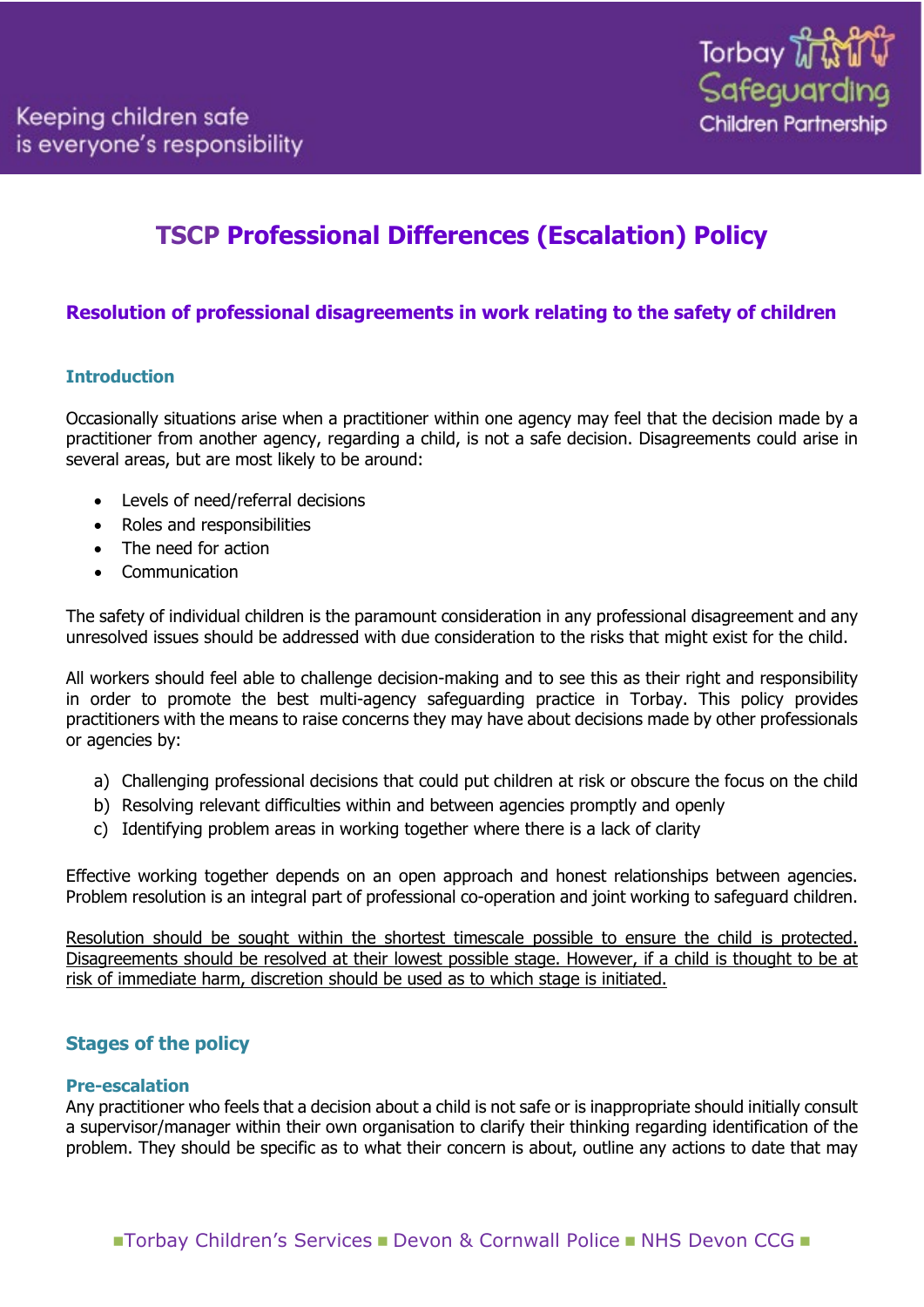# TSCP Professional Differences (Escalation) Policy

## Resolution of professional disagreements in work relating to the safety of children

### Introduction

Occasionally situations arise when a practitioner within one agency may feel that the decision made by a practitioner from another agency, regarding a child, is not a safe decision. Disagreements could arise in several areas, but are most likely to be around:

- Levels of need/referral decisions
- Roles and responsibilities
- The need for action
- Communication

The safety of individual children is the paramount consideration in any professional disagreement and any unresolved issues should be addressed with due consideration to the risks that might exist for the child.

All workers should feel able to challenge decision-making and to see this as their right and responsibility in order to promote the best multi-agency safeguarding practice in Torbay. This policy provides practitioners with the means to raise concerns they may have about decisions made by other professionals or agencies by:

a) Challenging professional decisions that could put children at risk or obscure the focus on the child
b) Resolving relevant difficulties within and between agencies promptly and openly
c) Identifying problem areas in working together where there is a lack of clarity

Effective working together depends on an open approach and honest relationships between agencies. Problem resolution is an integral part of professional co-operation and joint working to safeguard children.

<u>Resolution should be sought within the shortest timescale possible to ensure the child is protected. Disagreements should be resolved at their lowest possible stage. However, if a child is thought to be at risk of immediate harm, discretion should be used as to which stage is initiated.</u>

### Stages of the policy

#### Pre-escalation

Any practitioner who feels that a decision about a child is not safe or is inappropriate should initially consult a supervisor/manager within their own organisation to clarify their thinking regarding identification of the problem. They should be specific as to what their concern is about, outline any actions to date that may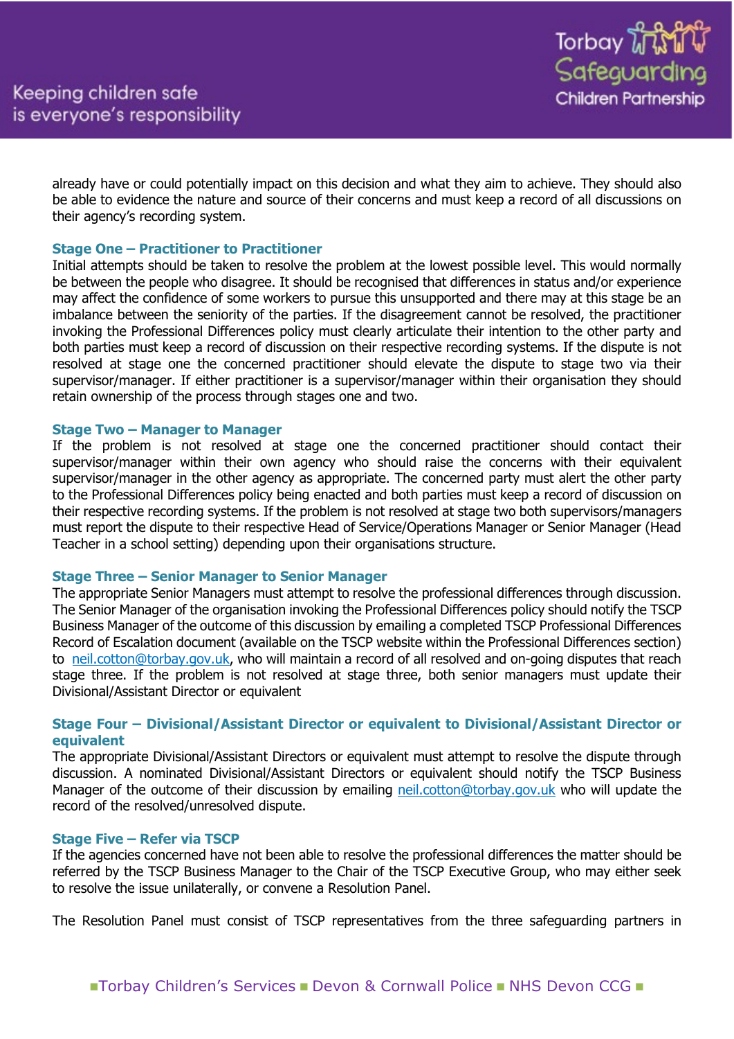already have or could potentially impact on this decision and what they aim to achieve. They should also be able to evidence the nature and source of their concerns and must keep a record of all discussions on their agency's recording system.

### Stage One – Practitioner to Practitioner

Initial attempts should be taken to resolve the problem at the lowest possible level. This would normally be between the people who disagree. It should be recognised that differences in status and/or experience may affect the confidence of some workers to pursue this unsupported and there may at this stage be an imbalance between the seniority of the parties. If the disagreement cannot be resolved, the practitioner invoking the Professional Differences policy must clearly articulate their intention to the other party and both parties must keep a record of discussion on their respective recording systems. If the dispute is not resolved at stage one the concerned practitioner should elevate the dispute to stage two via their supervisor/manager. If either practitioner is a supervisor/manager within their organisation they should retain ownership of the process through stages one and two.

### Stage Two – Manager to Manager

If the problem is not resolved at stage one the concerned practitioner should contact their supervisor/manager within their own agency who should raise the concerns with their equivalent supervisor/manager in the other agency as appropriate. The concerned party must alert the other party to the Professional Differences policy being enacted and both parties must keep a record of discussion on their respective recording systems. If the problem is not resolved at stage two both supervisors/managers must report the dispute to their respective Head of Service/Operations Manager or Senior Manager (Head Teacher in a school setting) depending upon their organisations structure.

### Stage Three – Senior Manager to Senior Manager

The appropriate Senior Managers must attempt to resolve the professional differences through discussion. The Senior Manager of the organisation invoking the Professional Differences policy should notify the TSCP Business Manager of the outcome of this discussion by emailing a completed TSCP Professional Differences Record of Escalation document (available on the TSCP website within the Professional Differences section) to neil.cotton@torbay.gov.uk, who will maintain a record of all resolved and on-going disputes that reach stage three. If the problem is not resolved at stage three, both senior managers must update their Divisional/Assistant Director or equivalent

### Stage Four – Divisional/Assistant Director or equivalent to Divisional/Assistant Director or equivalent

The appropriate Divisional/Assistant Directors or equivalent must attempt to resolve the dispute through discussion. A nominated Divisional/Assistant Directors or equivalent should notify the TSCP Business Manager of the outcome of their discussion by emailing neil.cotton@torbay.gov.uk who will update the record of the resolved/unresolved dispute.

### Stage Five – Refer via TSCP

If the agencies concerned have not been able to resolve the professional differences the matter should be referred by the TSCP Business Manager to the Chair of the TSCP Executive Group, who may either seek to resolve the issue unilaterally, or convene a Resolution Panel.

The Resolution Panel must consist of TSCP representatives from the three safeguarding partners in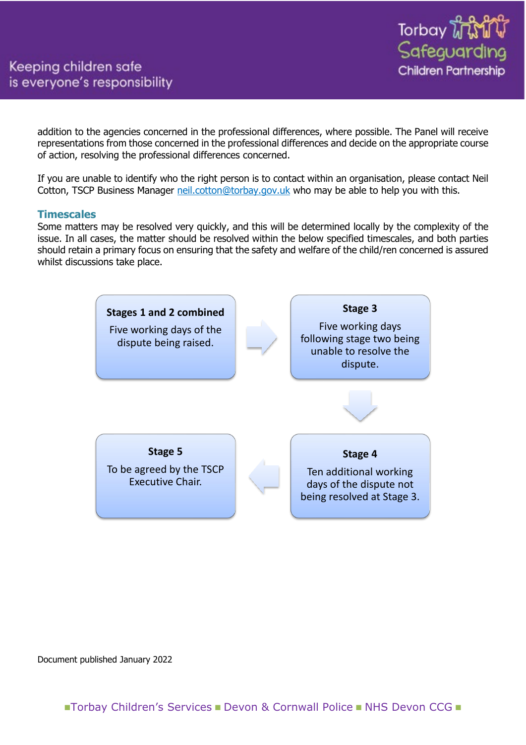addition to the agencies concerned in the professional differences, where possible. The Panel will receive representations from those concerned in the professional differences and decide on the appropriate course of action, resolving the professional differences concerned.

If you are unable to identify who the right person is to contact within an organisation, please contact Neil Cotton, TSCP Business Manager neil.cotton@torbay.gov.uk who may be able to help you with this.

### Timescales

Some matters may be resolved very quickly, and this will be determined locally by the complexity of the issue. In all cases, the matter should be resolved within the below specified timescales, and both parties should retain a primary focus on ensuring that the safety and welfare of the child/ren concerned is assured whilst discussions take place.

**Stages 1 and 2 combined**

Five working days of the dispute being raised.

**Stage 3**

Five working days following stage two being unable to resolve the dispute.

**Stage 4**

Ten additional working days of the dispute not being resolved at Stage 3.

**Stage 5**

To be agreed by the TSCP Executive Chair.

Document published January 2022